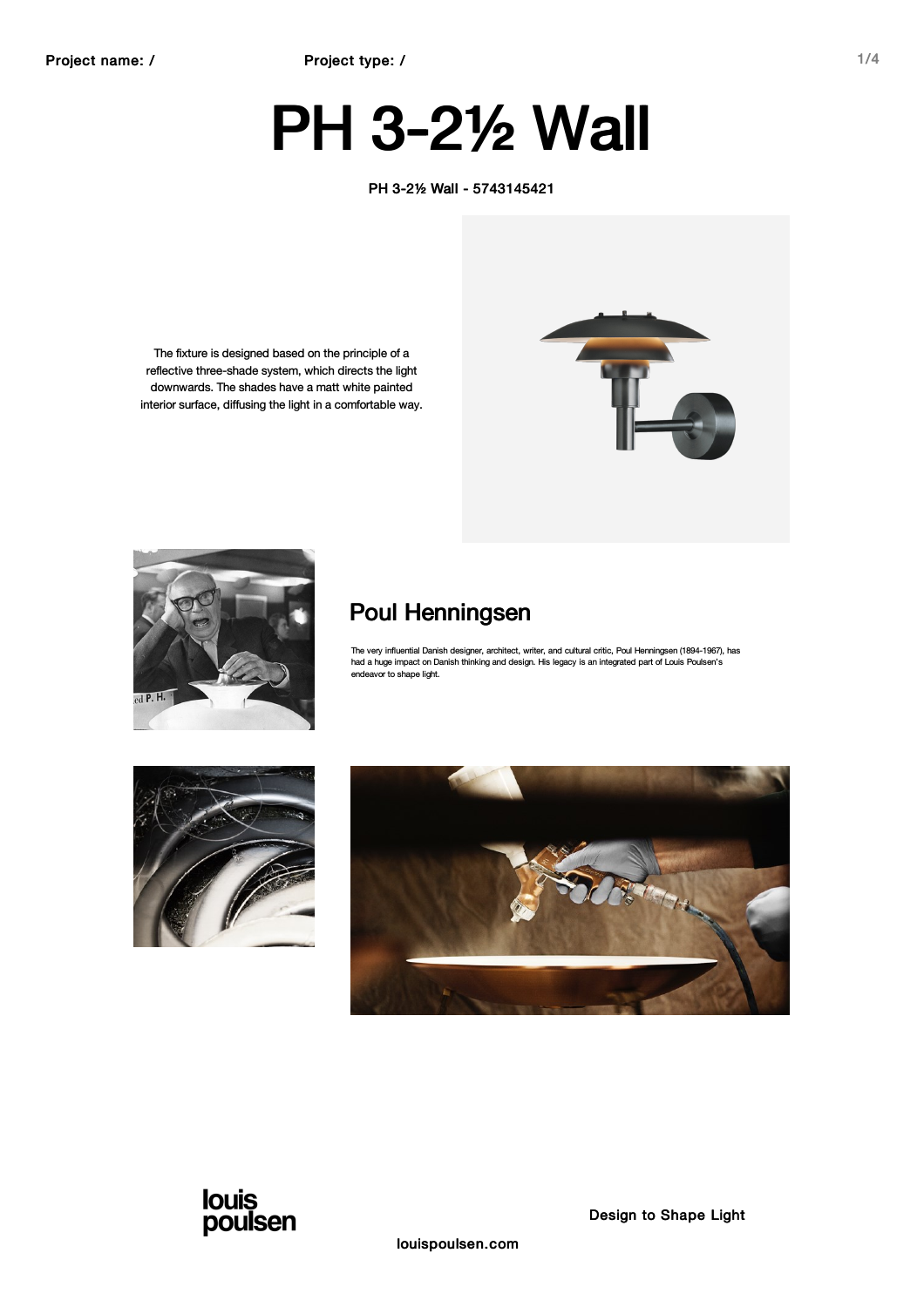Project name: / Project type: /

# PH 3-2½ Wall

PH 3-2½ Wall - 5743145421

The fixture is designed based on the principle of a reflective three-shade system, which directs the light downwards. The shades have a matt white painted interior surface, diffusing the light in a comfortable way.

## Poul Henningsen

The very influential Danish designer, architect, writer, and cultural critic, Poul Henningsen (1894-1967), has had a huge impact on Danish thinking and design. His legacy is an integrated part of Louis Poulsen's endeavor to shape light.

louis poulsen

Design to Shape Light

louispoulsen.com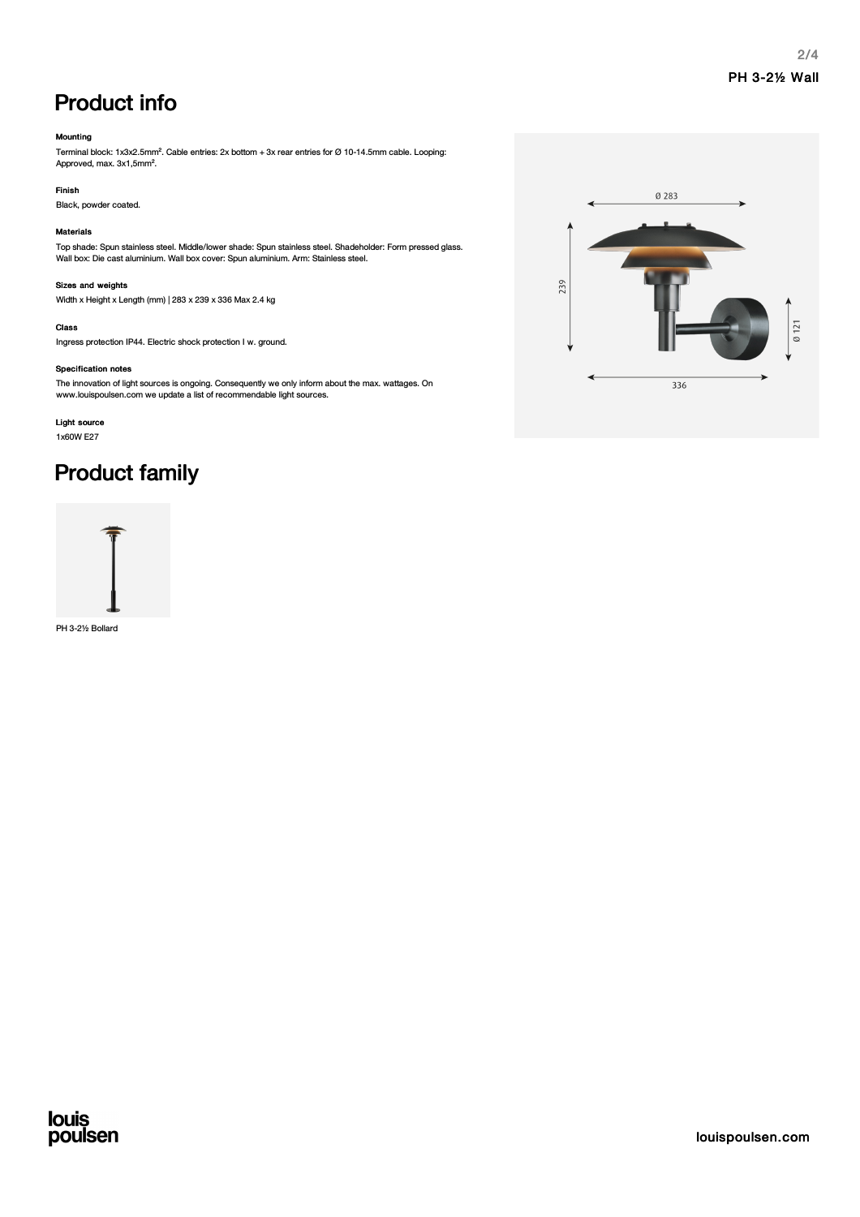# Product info

**Mounting**

Terminal block: 1x3x2.5mm². Cable entries: 2x bottom + 3x rear entries for Ø 10-14.5mm cable. Looping: Approved, max. 3x1,5mm².

**Finish**

Black, powder coated.

**Materials**

Top shade: Spun stainless steel. Middle/lower shade: Spun stainless steel. Shadeholder: Form pressed glass. Wall box: Die cast aluminium. Wall box cover: Spun aluminium. Arm: Stainless steel.

**Sizes and weights**

Width x Height x Length (mm) | 283 x 239 x 336 Max 2.4 kg

**Class**

Ingress protection IP44. Electric shock protection I w. ground.

**Specification notes**

The innovation of light sources is ongoing. Consequently we only inform about the max. wattages. On www.louispoulsen.com we update a list of recommendable light sources.

**Light source**

1x60W E27

Ø 283

239

Ø 121

336

# Product family

PH 3-2½ Bollard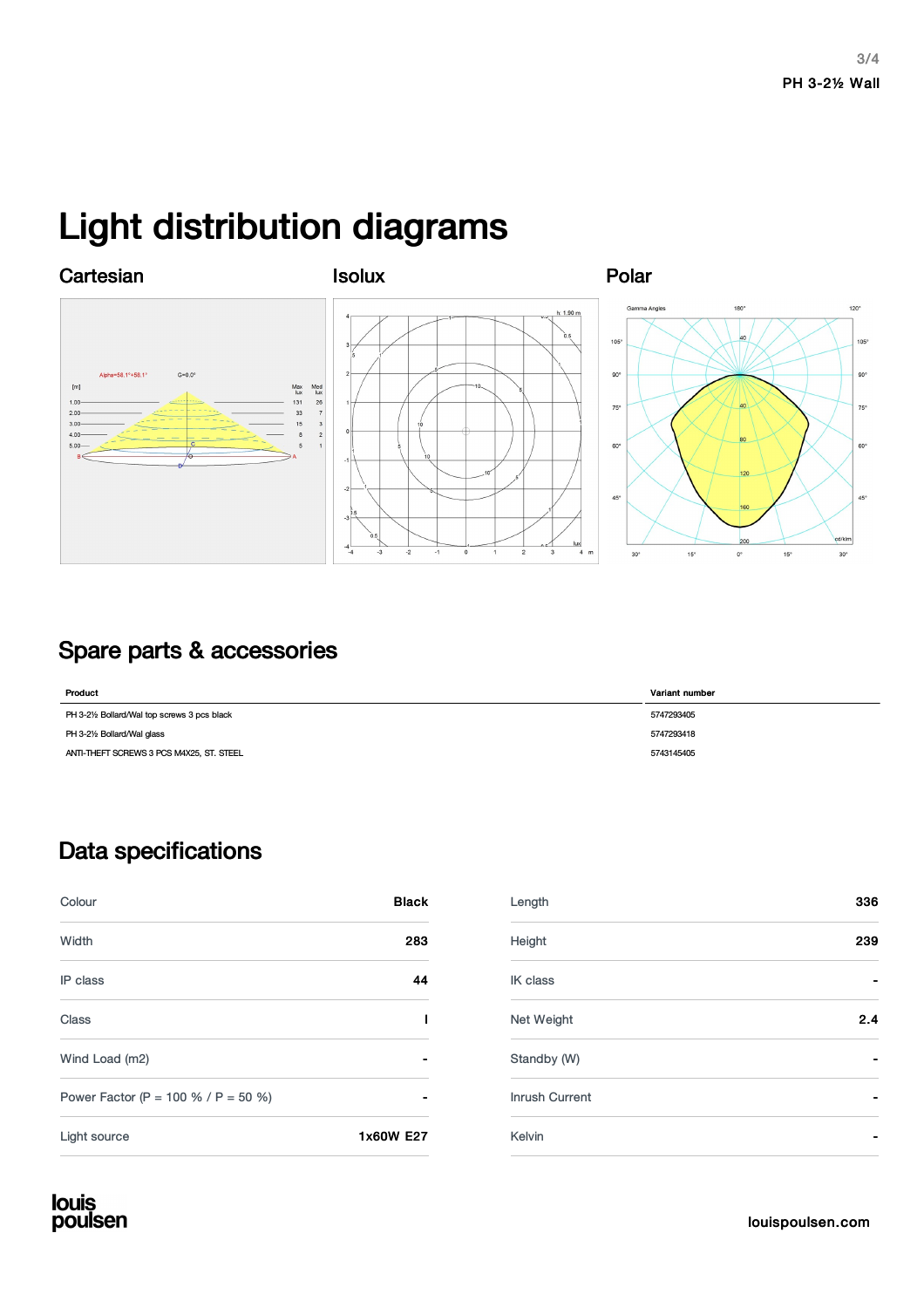# Light distribution diagrams

### Cartesian

### Isolux

### Polar

## Spare parts & accessories

| Product | Variant number |
| --- | --- |
| PH 3-2½ Bollard/Wal top screws 3 pcs black | 5747293405 |
| PH 3-2½ Bollard/Wal glass | 5747293418 |
| ANTI-THEFT SCREWS 3 PCS M4X25, ST. STEEL | 5743145405 |

## Data specifications

| | |
| --- | --- |
| Colour | **Black** |
| Width | **283** |
| IP class | **44** |
| Class | **I** |
| Wind Load (m2) | **-** |
| Power Factor (P = 100 % / P = 50 %) | **-** |
| Light source | **1x60W E27** |

| | |
| --- | --- |
| Length | **336** |
| Height | **239** |
| IK class | **-** |
| Net Weight | **2.4** |
| Standby (W) | **-** |
| Inrush Current | **-** |
| Kelvin | **-** |

louis poulsen

louispoulsen.com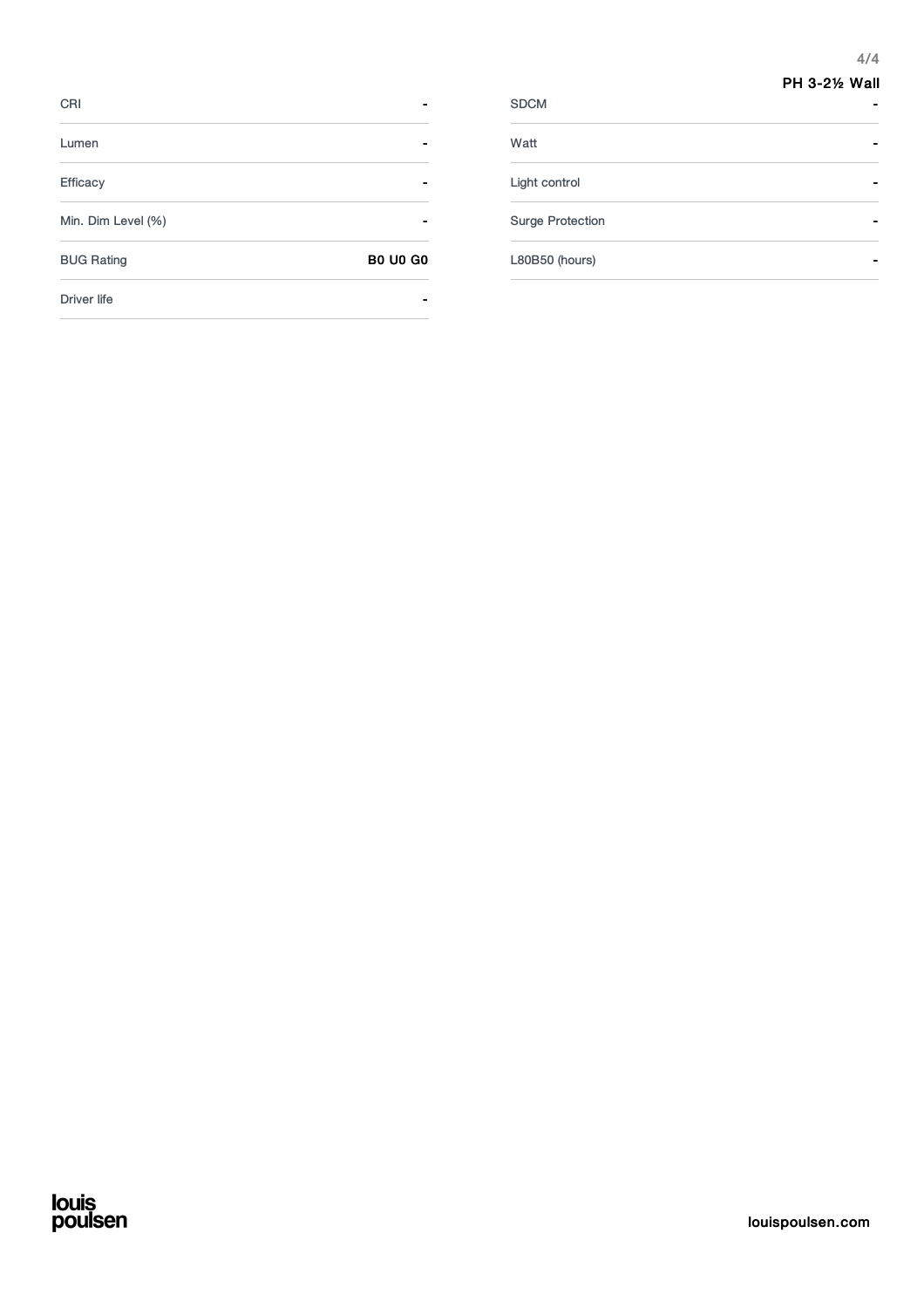| | |
|---|---|
| CRI | - |
| Lumen | - |
| Efficacy | - |
| Min. Dim Level (%) | - |
| BUG Rating | **B0 U0 G0** |
| Driver life | - |

| | |
|---|---|
| SDCM | - |
| Watt | - |
| Light control | - |
| Surge Protection | - |
| L80B50 (hours) | - |